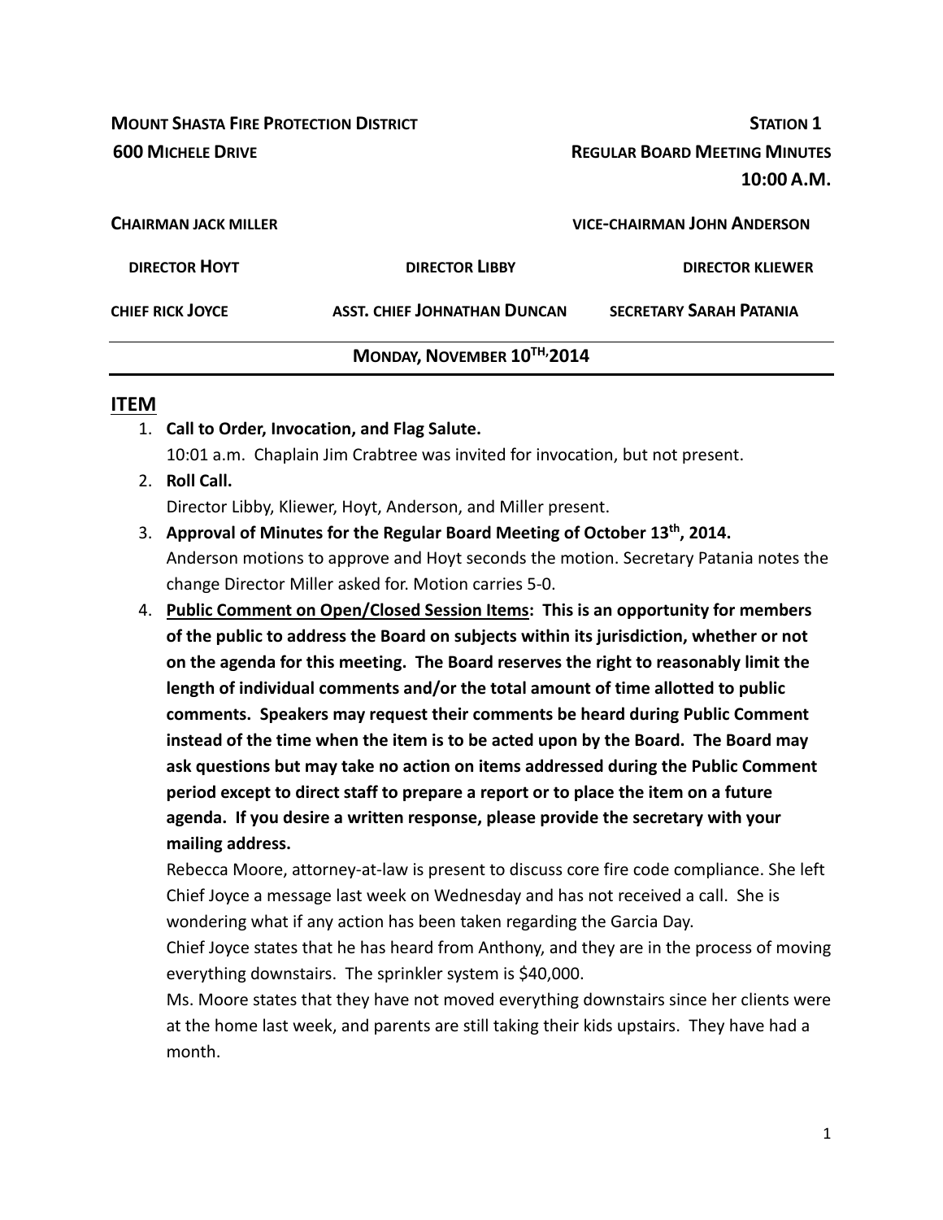**MOUNT SHASTA FIRE PROTECTION DISTRICT** **STATION 1**

**600 MICHELE DRIVE** **REGULAR BOARD MEETING MINUTES**

**10:00 A.M.**

**CHAIRMAN JACK MILLER** **VICE-CHAIRMAN JOHN ANDERSON**

**DIRECTOR HOYT** **DIRECTOR LIBBY** **DIRECTOR KLIEWER**

**CHIEF RICK JOYCE** **ASST. CHIEF JOHNATHAN DUNCAN** **SECRETARY SARAH PATANIA**

**MONDAY, NOVEMBER 10TH, 2014**

## ITEM

1. **Call to Order, Invocation, and Flag Salute.**
   10:01 a.m. Chaplain Jim Crabtree was invited for invocation, but not present.
2. **Roll Call.**
   Director Libby, Kliewer, Hoyt, Anderson, and Miller present.
3. **Approval of Minutes for the Regular Board Meeting of October 13th, 2014.**
   Anderson motions to approve and Hoyt seconds the motion. Secretary Patania notes the change Director Miller asked for. Motion carries 5-0.
4. **<u>Public Comment on Open/Closed Session Items</u>: This is an opportunity for members of the public to address the Board on subjects within its jurisdiction, whether or not on the agenda for this meeting. The Board reserves the right to reasonably limit the length of individual comments and/or the total amount of time allotted to public comments. Speakers may request their comments be heard during Public Comment instead of the time when the item is to be acted upon by the Board. The Board may ask questions but may take no action on items addressed during the Public Comment period except to direct staff to prepare a report or to place the item on a future agenda. If you desire a written response, please provide the secretary with your mailing address.**
   Rebecca Moore, attorney-at-law is present to discuss core fire code compliance. She left Chief Joyce a message last week on Wednesday and has not received a call. She is wondering what if any action has been taken regarding the Garcia Day.
   Chief Joyce states that he has heard from Anthony, and they are in the process of moving everything downstairs. The sprinkler system is $40,000.
   Ms. Moore states that they have not moved everything downstairs since her clients were at the home last week, and parents are still taking their kids upstairs. They have had a month.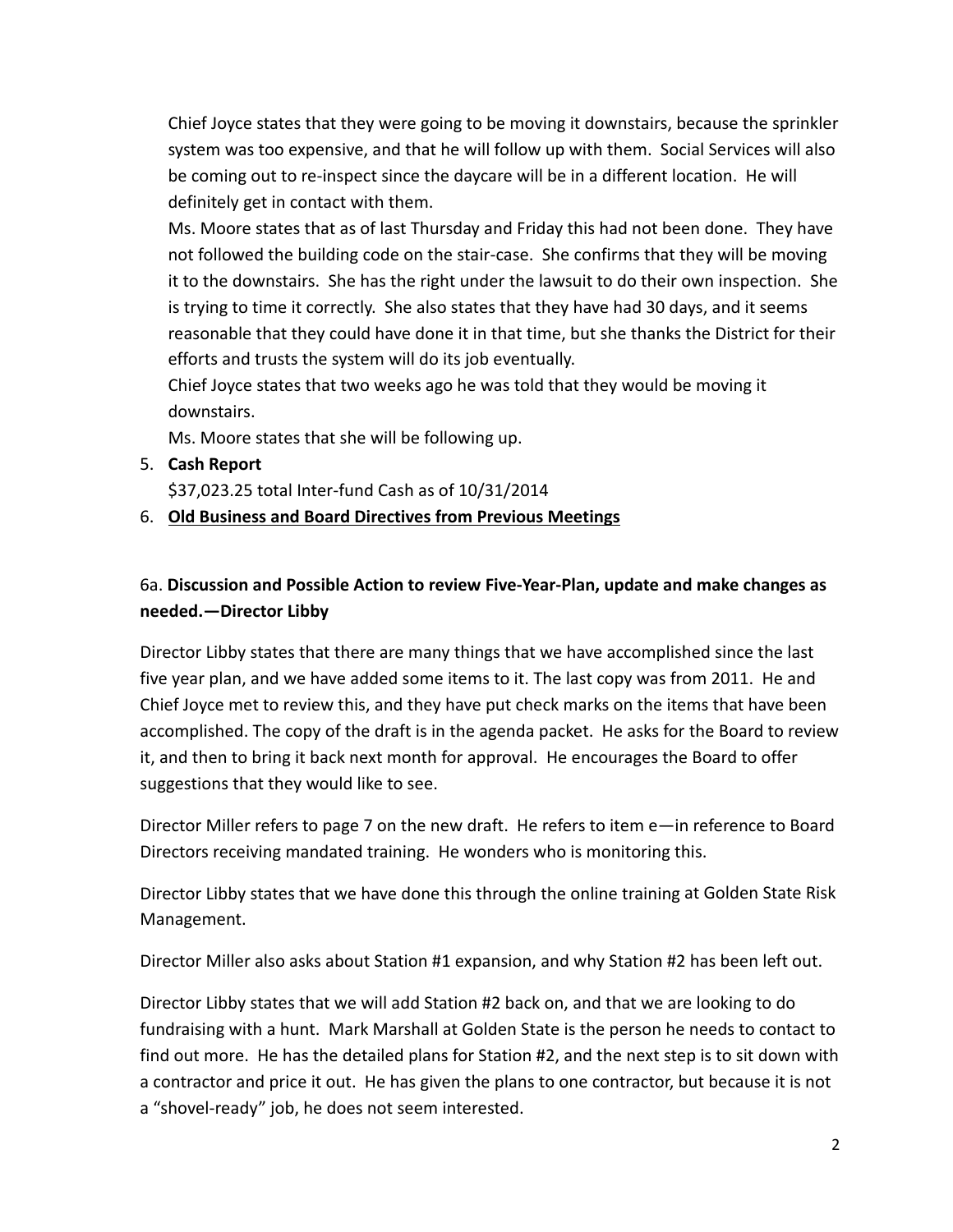Chief Joyce states that they were going to be moving it downstairs, because the sprinkler system was too expensive, and that he will follow up with them. Social Services will also be coming out to re-inspect since the daycare will be in a different location. He will definitely get in contact with them.

Ms. Moore states that as of last Thursday and Friday this had not been done. They have not followed the building code on the stair-case. She confirms that they will be moving it to the downstairs. She has the right under the lawsuit to do their own inspection. She is trying to time it correctly. She also states that they have had 30 days, and it seems reasonable that they could have done it in that time, but she thanks the District for their efforts and trusts the system will do its job eventually.

Chief Joyce states that two weeks ago he was told that they would be moving it downstairs.

Ms. Moore states that she will be following up.

5. **Cash Report**

   $37,023.25 total Inter-fund Cash as of 10/31/2014

6. **Old Business and Board Directives from Previous Meetings**

6a. **Discussion and Possible Action to review Five-Year-Plan, update and make changes as needed.—Director Libby**

Director Libby states that there are many things that we have accomplished since the last five year plan, and we have added some items to it. The last copy was from 2011. He and Chief Joyce met to review this, and they have put check marks on the items that have been accomplished. The copy of the draft is in the agenda packet. He asks for the Board to review it, and then to bring it back next month for approval. He encourages the Board to offer suggestions that they would like to see.

Director Miller refers to page 7 on the new draft. He refers to item e—in reference to Board Directors receiving mandated training. He wonders who is monitoring this.

Director Libby states that we have done this through the online training at Golden State Risk Management.

Director Miller also asks about Station #1 expansion, and why Station #2 has been left out.

Director Libby states that we will add Station #2 back on, and that we are looking to do fundraising with a hunt. Mark Marshall at Golden State is the person he needs to contact to find out more. He has the detailed plans for Station #2, and the next step is to sit down with a contractor and price it out. He has given the plans to one contractor, but because it is not a "shovel-ready" job, he does not seem interested.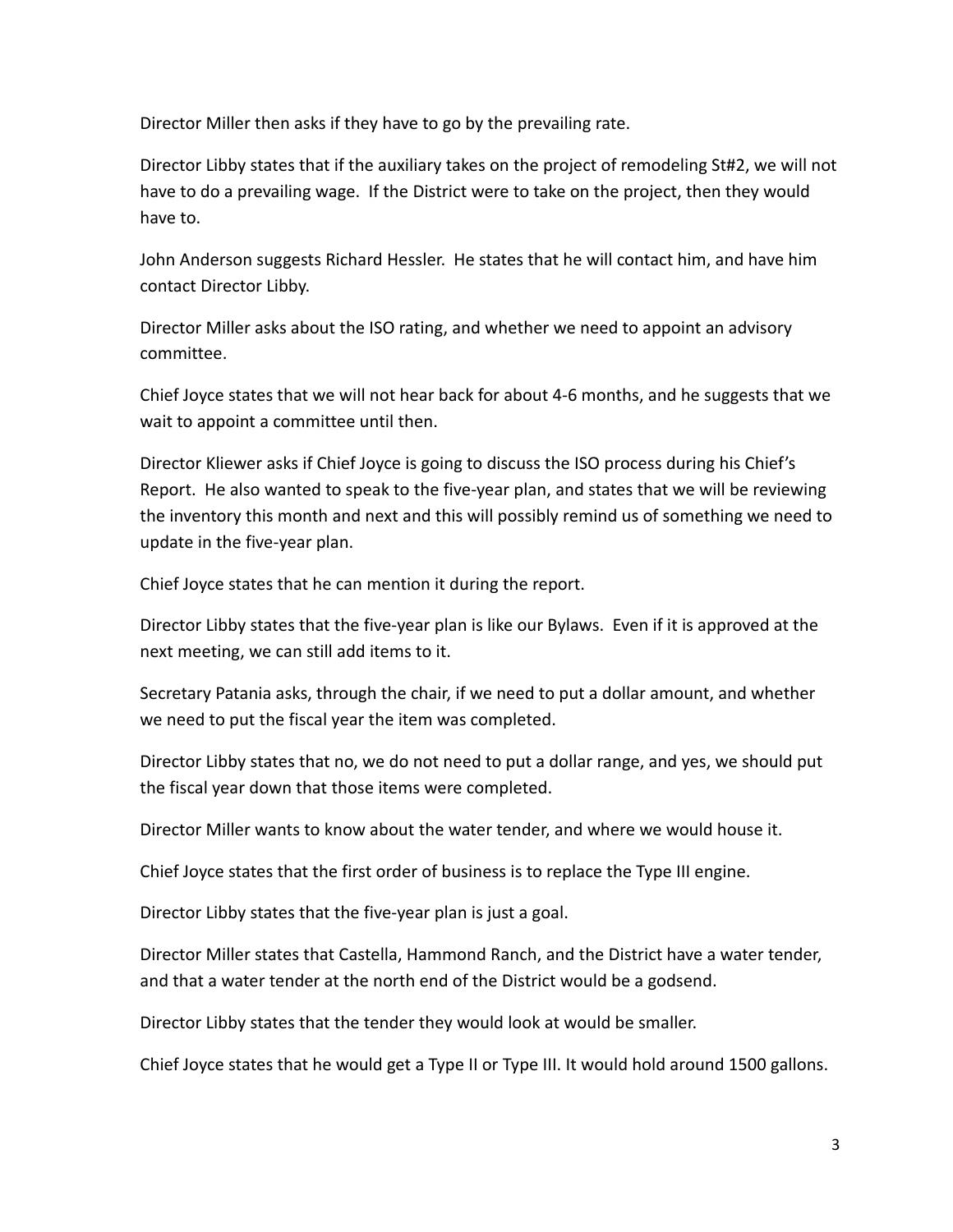Director Miller then asks if they have to go by the prevailing rate.

Director Libby states that if the auxiliary takes on the project of remodeling St#2, we will not have to do a prevailing wage. If the District were to take on the project, then they would have to.

John Anderson suggests Richard Hessler. He states that he will contact him, and have him contact Director Libby.

Director Miller asks about the ISO rating, and whether we need to appoint an advisory committee.

Chief Joyce states that we will not hear back for about 4-6 months, and he suggests that we wait to appoint a committee until then.

Director Kliewer asks if Chief Joyce is going to discuss the ISO process during his Chief's Report. He also wanted to speak to the five-year plan, and states that we will be reviewing the inventory this month and next and this will possibly remind us of something we need to update in the five-year plan.

Chief Joyce states that he can mention it during the report.

Director Libby states that the five-year plan is like our Bylaws. Even if it is approved at the next meeting, we can still add items to it.

Secretary Patania asks, through the chair, if we need to put a dollar amount, and whether we need to put the fiscal year the item was completed.

Director Libby states that no, we do not need to put a dollar range, and yes, we should put the fiscal year down that those items were completed.

Director Miller wants to know about the water tender, and where we would house it.

Chief Joyce states that the first order of business is to replace the Type III engine.

Director Libby states that the five-year plan is just a goal.

Director Miller states that Castella, Hammond Ranch, and the District have a water tender, and that a water tender at the north end of the District would be a godsend.

Director Libby states that the tender they would look at would be smaller.

Chief Joyce states that he would get a Type II or Type III. It would hold around 1500 gallons.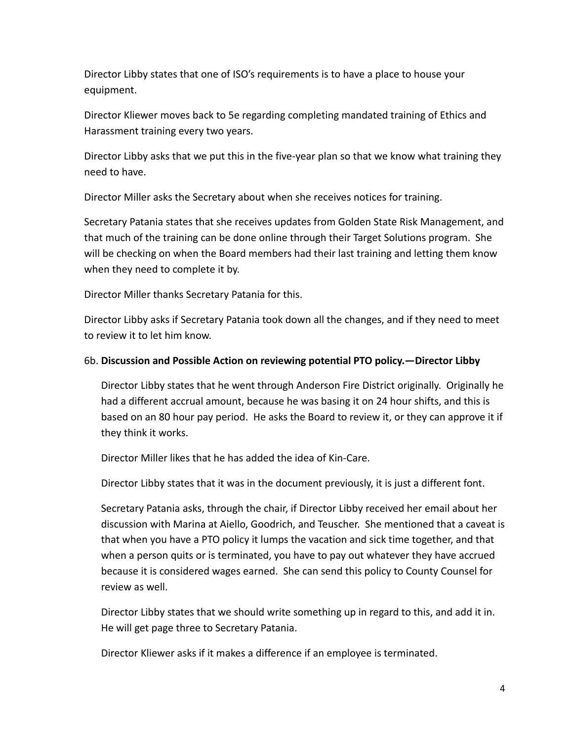Director Libby states that one of ISO's requirements is to have a place to house your equipment.

Director Kliewer moves back to 5e regarding completing mandated training of Ethics and Harassment training every two years.

Director Libby asks that we put this in the five-year plan so that we know what training they need to have.

Director Miller asks the Secretary about when she receives notices for training.

Secretary Patania states that she receives updates from Golden State Risk Management, and that much of the training can be done online through their Target Solutions program. She will be checking on when the Board members had their last training and letting them know when they need to complete it by.

Director Miller thanks Secretary Patania for this.

Director Libby asks if Secretary Patania took down all the changes, and if they need to meet to review it to let him know.

6b. **Discussion and Possible Action on reviewing potential PTO policy.—Director Libby**

Director Libby states that he went through Anderson Fire District originally. Originally he had a different accrual amount, because he was basing it on 24 hour shifts, and this is based on an 80 hour pay period. He asks the Board to review it, or they can approve it if they think it works.

Director Miller likes that he has added the idea of Kin-Care.

Director Libby states that it was in the document previously, it is just a different font.

Secretary Patania asks, through the chair, if Director Libby received her email about her discussion with Marina at Aiello, Goodrich, and Teuscher. She mentioned that a caveat is that when you have a PTO policy it lumps the vacation and sick time together, and that when a person quits or is terminated, you have to pay out whatever they have accrued because it is considered wages earned. She can send this policy to County Counsel for review as well.

Director Libby states that we should write something up in regard to this, and add it in. He will get page three to Secretary Patania.

Director Kliewer asks if it makes a difference if an employee is terminated.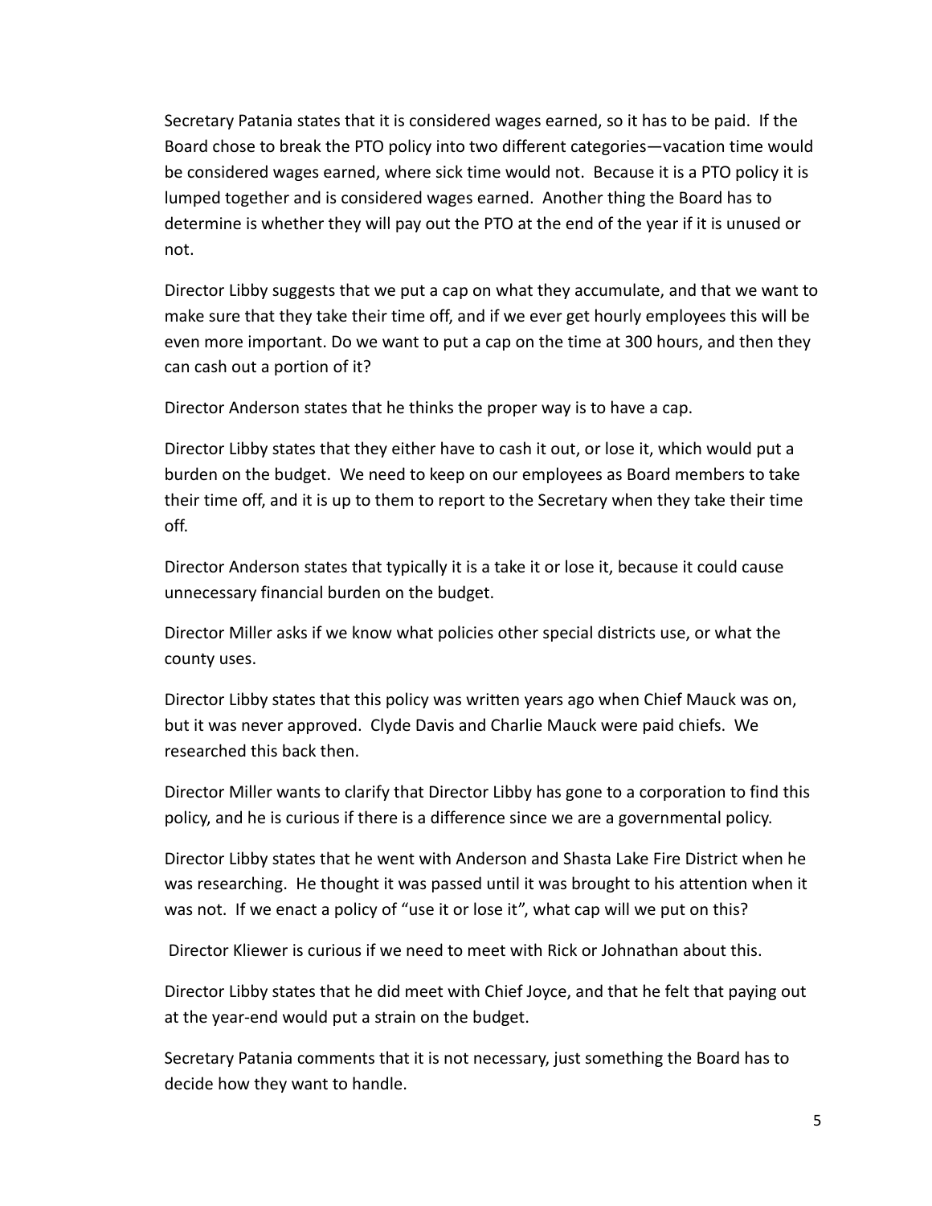Secretary Patania states that it is considered wages earned, so it has to be paid. If the Board chose to break the PTO policy into two different categories—vacation time would be considered wages earned, where sick time would not. Because it is a PTO policy it is lumped together and is considered wages earned. Another thing the Board has to determine is whether they will pay out the PTO at the end of the year if it is unused or not.

Director Libby suggests that we put a cap on what they accumulate, and that we want to make sure that they take their time off, and if we ever get hourly employees this will be even more important. Do we want to put a cap on the time at 300 hours, and then they can cash out a portion of it?

Director Anderson states that he thinks the proper way is to have a cap.

Director Libby states that they either have to cash it out, or lose it, which would put a burden on the budget. We need to keep on our employees as Board members to take their time off, and it is up to them to report to the Secretary when they take their time off.

Director Anderson states that typically it is a take it or lose it, because it could cause unnecessary financial burden on the budget.

Director Miller asks if we know what policies other special districts use, or what the county uses.

Director Libby states that this policy was written years ago when Chief Mauck was on, but it was never approved. Clyde Davis and Charlie Mauck were paid chiefs. We researched this back then.

Director Miller wants to clarify that Director Libby has gone to a corporation to find this policy, and he is curious if there is a difference since we are a governmental policy.

Director Libby states that he went with Anderson and Shasta Lake Fire District when he was researching. He thought it was passed until it was brought to his attention when it was not. If we enact a policy of "use it or lose it", what cap will we put on this?

Director Kliewer is curious if we need to meet with Rick or Johnathan about this.

Director Libby states that he did meet with Chief Joyce, and that he felt that paying out at the year-end would put a strain on the budget.

Secretary Patania comments that it is not necessary, just something the Board has to decide how they want to handle.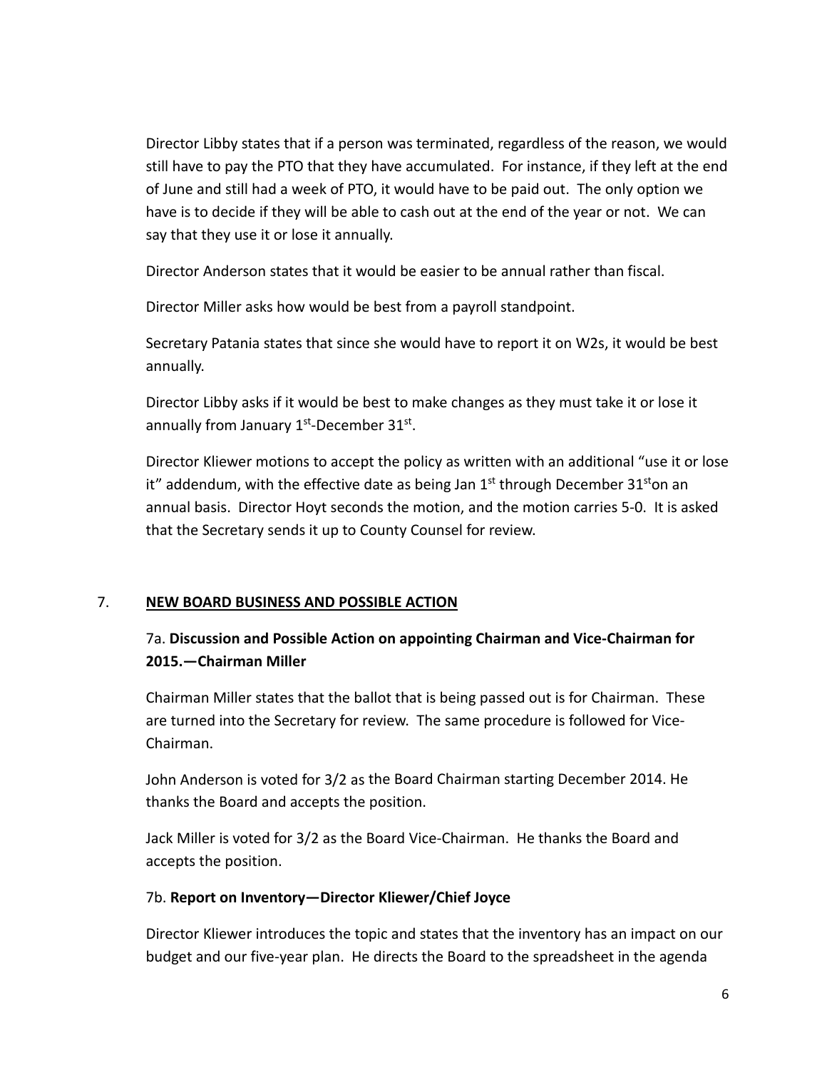Director Libby states that if a person was terminated, regardless of the reason, we would still have to pay the PTO that they have accumulated. For instance, if they left at the end of June and still had a week of PTO, it would have to be paid out. The only option we have is to decide if they will be able to cash out at the end of the year or not. We can say that they use it or lose it annually.

Director Anderson states that it would be easier to be annual rather than fiscal.

Director Miller asks how would be best from a payroll standpoint.

Secretary Patania states that since she would have to report it on W2s, it would be best annually.

Director Libby asks if it would be best to make changes as they must take it or lose it annually from January 1st-December 31st.

Director Kliewer motions to accept the policy as written with an additional "use it or lose it" addendum, with the effective date as being Jan 1st through December 31st on an annual basis. Director Hoyt seconds the motion, and the motion carries 5-0. It is asked that the Secretary sends it up to County Counsel for review.

7. **NEW BOARD BUSINESS AND POSSIBLE ACTION**

7a. **Discussion and Possible Action on appointing Chairman and Vice-Chairman for 2015.—Chairman Miller**

Chairman Miller states that the ballot that is being passed out is for Chairman. These are turned into the Secretary for review. The same procedure is followed for Vice-Chairman.

John Anderson is voted for 3/2 as the Board Chairman starting December 2014. He thanks the Board and accepts the position.

Jack Miller is voted for 3/2 as the Board Vice-Chairman. He thanks the Board and accepts the position.

7b. **Report on Inventory—Director Kliewer/Chief Joyce**

Director Kliewer introduces the topic and states that the inventory has an impact on our budget and our five-year plan. He directs the Board to the spreadsheet in the agenda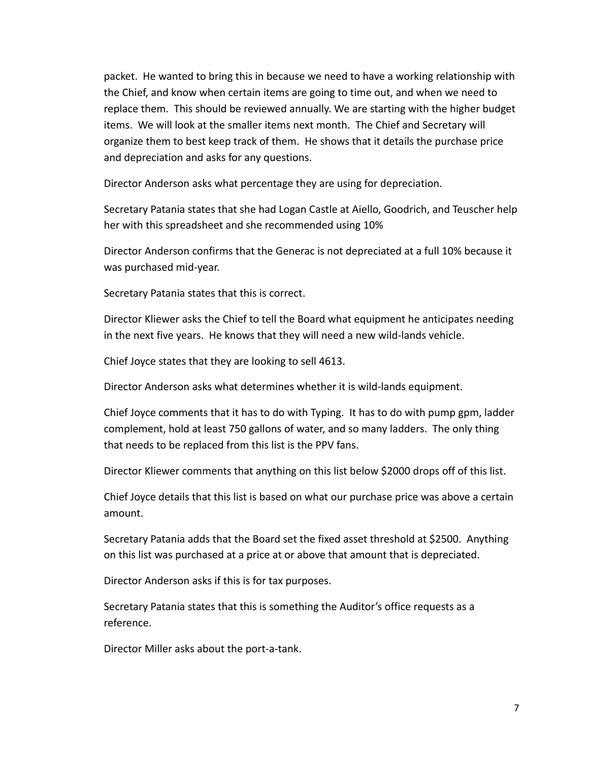packet. He wanted to bring this in because we need to have a working relationship with the Chief, and know when certain items are going to time out, and when we need to replace them. This should be reviewed annually. We are starting with the higher budget items. We will look at the smaller items next month. The Chief and Secretary will organize them to best keep track of them. He shows that it details the purchase price and depreciation and asks for any questions.

Director Anderson asks what percentage they are using for depreciation.

Secretary Patania states that she had Logan Castle at Aiello, Goodrich, and Teuscher help her with this spreadsheet and she recommended using 10%

Director Anderson confirms that the Generac is not depreciated at a full 10% because it was purchased mid-year.

Secretary Patania states that this is correct.

Director Kliewer asks the Chief to tell the Board what equipment he anticipates needing in the next five years. He knows that they will need a new wild-lands vehicle.

Chief Joyce states that they are looking to sell 4613.

Director Anderson asks what determines whether it is wild-lands equipment.

Chief Joyce comments that it has to do with Typing. It has to do with pump gpm, ladder complement, hold at least 750 gallons of water, and so many ladders. The only thing that needs to be replaced from this list is the PPV fans.

Director Kliewer comments that anything on this list below $2000 drops off of this list.

Chief Joyce details that this list is based on what our purchase price was above a certain amount.

Secretary Patania adds that the Board set the fixed asset threshold at $2500. Anything on this list was purchased at a price at or above that amount that is depreciated.

Director Anderson asks if this is for tax purposes.

Secretary Patania states that this is something the Auditor's office requests as a reference.

Director Miller asks about the port-a-tank.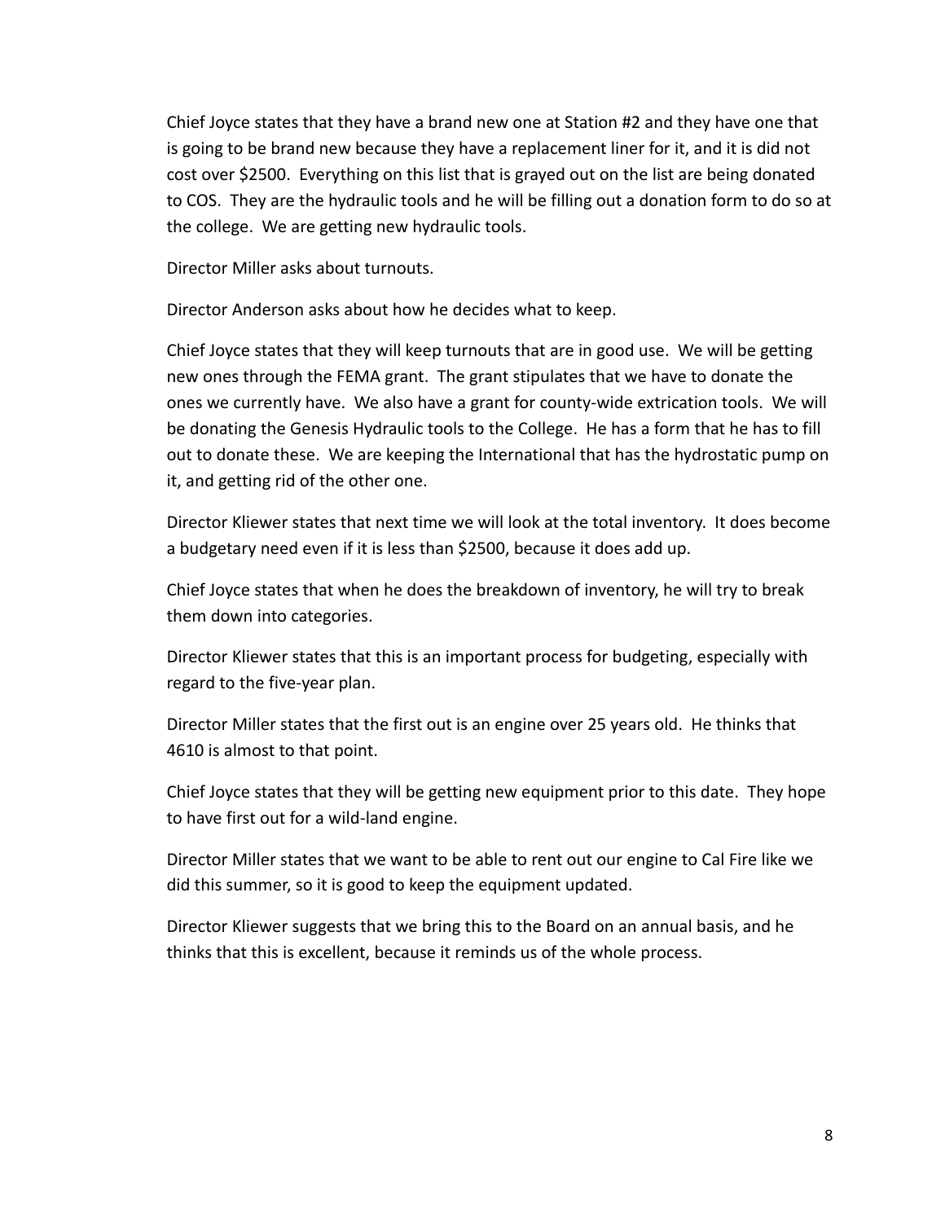Chief Joyce states that they have a brand new one at Station #2 and they have one that is going to be brand new because they have a replacement liner for it, and it is did not cost over $2500. Everything on this list that is grayed out on the list are being donated to COS. They are the hydraulic tools and he will be filling out a donation form to do so at the college. We are getting new hydraulic tools.

Director Miller asks about turnouts.

Director Anderson asks about how he decides what to keep.

Chief Joyce states that they will keep turnouts that are in good use. We will be getting new ones through the FEMA grant. The grant stipulates that we have to donate the ones we currently have. We also have a grant for county-wide extrication tools. We will be donating the Genesis Hydraulic tools to the College. He has a form that he has to fill out to donate these. We are keeping the International that has the hydrostatic pump on it, and getting rid of the other one.

Director Kliewer states that next time we will look at the total inventory. It does become a budgetary need even if it is less than $2500, because it does add up.

Chief Joyce states that when he does the breakdown of inventory, he will try to break them down into categories.

Director Kliewer states that this is an important process for budgeting, especially with regard to the five-year plan.

Director Miller states that the first out is an engine over 25 years old. He thinks that 4610 is almost to that point.

Chief Joyce states that they will be getting new equipment prior to this date. They hope to have first out for a wild-land engine.

Director Miller states that we want to be able to rent out our engine to Cal Fire like we did this summer, so it is good to keep the equipment updated.

Director Kliewer suggests that we bring this to the Board on an annual basis, and he thinks that this is excellent, because it reminds us of the whole process.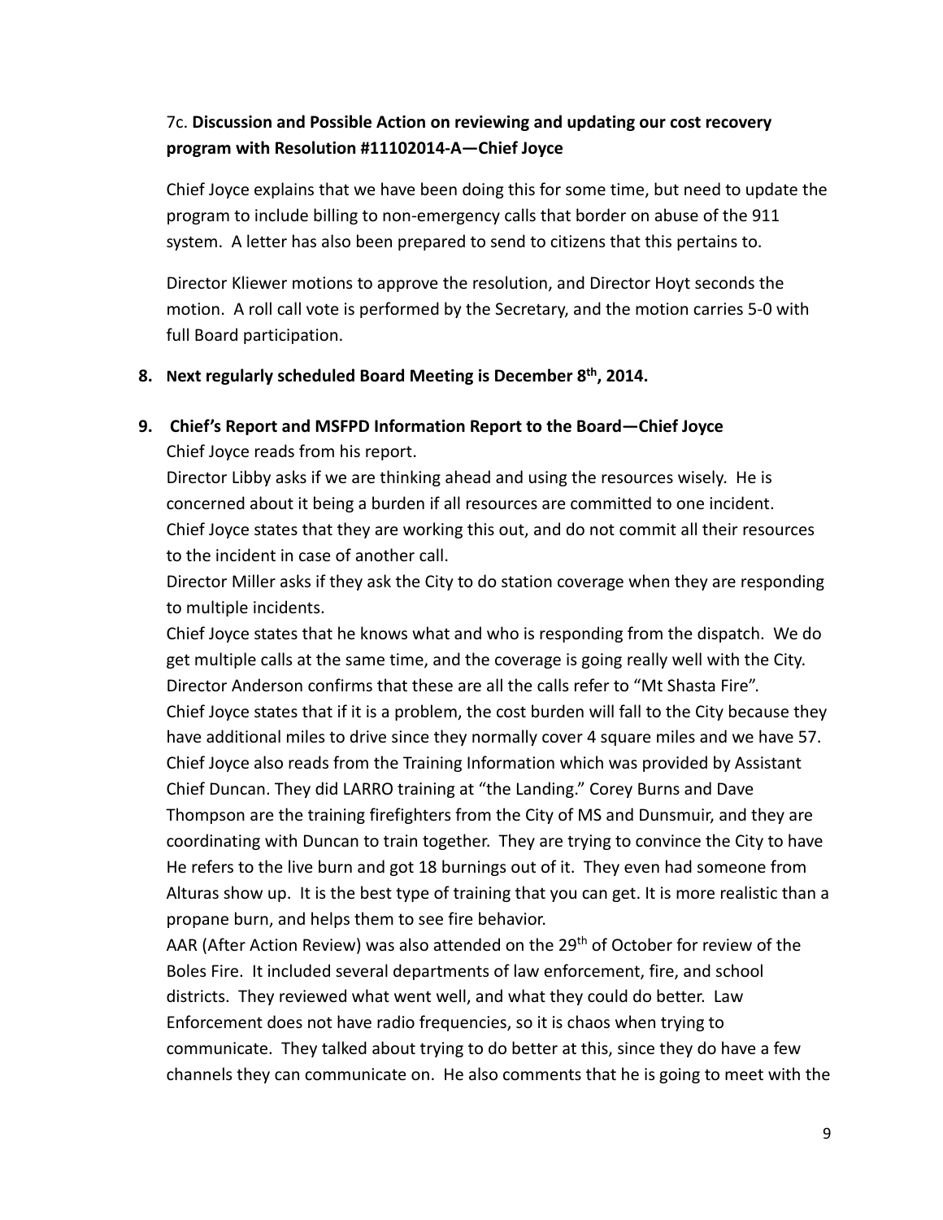7c. **Discussion and Possible Action on reviewing and updating our cost recovery program with Resolution #11102014-A—Chief Joyce**

Chief Joyce explains that we have been doing this for some time, but need to update the program to include billing to non-emergency calls that border on abuse of the 911 system. A letter has also been prepared to send to citizens that this pertains to.

Director Kliewer motions to approve the resolution, and Director Hoyt seconds the motion. A roll call vote is performed by the Secretary, and the motion carries 5-0 with full Board participation.

8. **Next regularly scheduled Board Meeting is December 8th, 2014.**

9. **Chief's Report and MSFPD Information Report to the Board—Chief Joyce**

Chief Joyce reads from his report.
Director Libby asks if we are thinking ahead and using the resources wisely. He is concerned about it being a burden if all resources are committed to one incident.
Chief Joyce states that they are working this out, and do not commit all their resources to the incident in case of another call.
Director Miller asks if they ask the City to do station coverage when they are responding to multiple incidents.
Chief Joyce states that he knows what and who is responding from the dispatch. We do get multiple calls at the same time, and the coverage is going really well with the City.
Director Anderson confirms that these are all the calls refer to "Mt Shasta Fire".
Chief Joyce states that if it is a problem, the cost burden will fall to the City because they have additional miles to drive since they normally cover 4 square miles and we have 57.
Chief Joyce also reads from the Training Information which was provided by Assistant Chief Duncan. They did LARRO training at "the Landing." Corey Burns and Dave Thompson are the training firefighters from the City of MS and Dunsmuir, and they are coordinating with Duncan to train together. They are trying to convince the City to have He refers to the live burn and got 18 burnings out of it. They even had someone from Alturas show up. It is the best type of training that you can get. It is more realistic than a propane burn, and helps them to see fire behavior.
AAR (After Action Review) was also attended on the 29th of October for review of the Boles Fire. It included several departments of law enforcement, fire, and school districts. They reviewed what went well, and what they could do better. Law Enforcement does not have radio frequencies, so it is chaos when trying to communicate. They talked about trying to do better at this, since they do have a few channels they can communicate on. He also comments that he is going to meet with the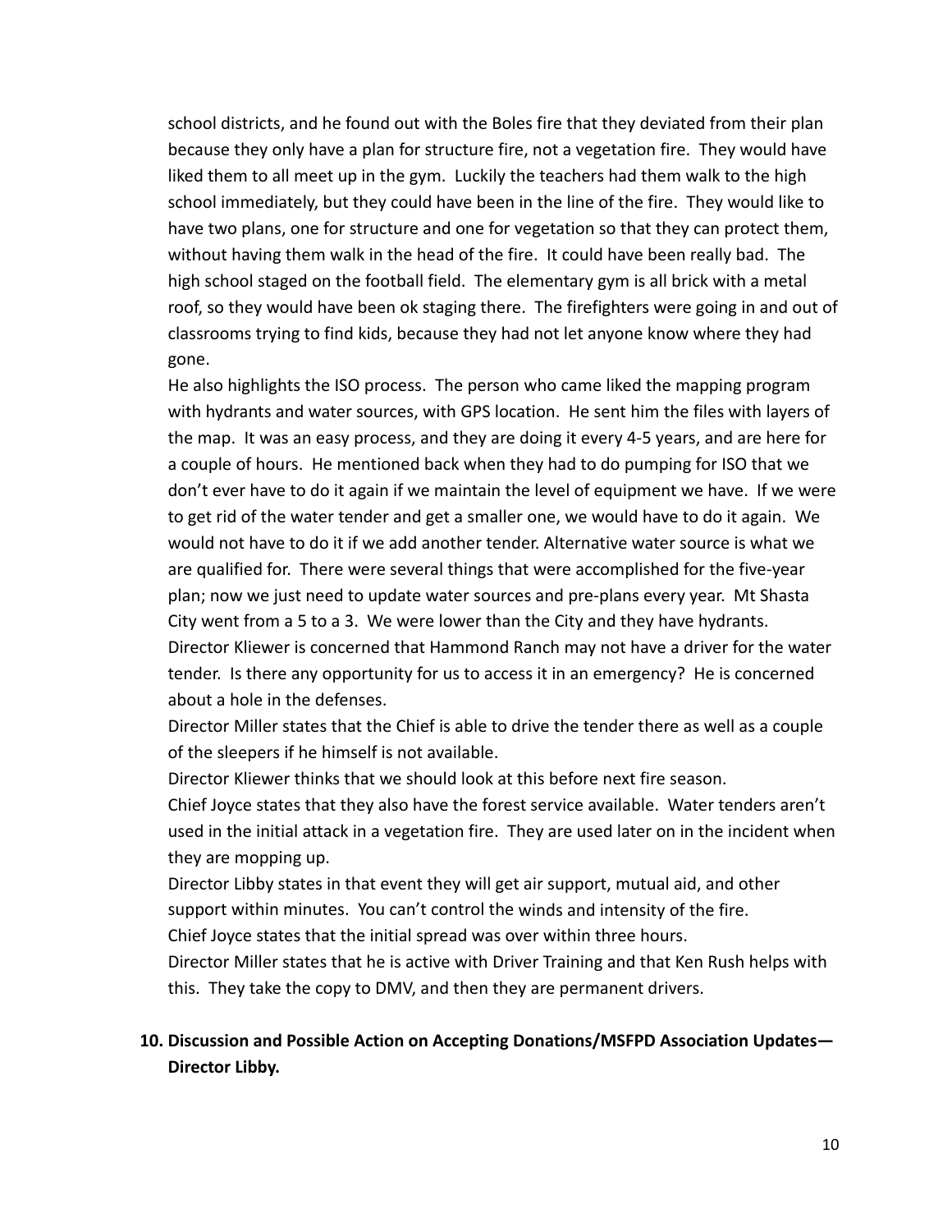school districts, and he found out with the Boles fire that they deviated from their plan because they only have a plan for structure fire, not a vegetation fire. They would have liked them to all meet up in the gym. Luckily the teachers had them walk to the high school immediately, but they could have been in the line of the fire. They would like to have two plans, one for structure and one for vegetation so that they can protect them, without having them walk in the head of the fire. It could have been really bad. The high school staged on the football field. The elementary gym is all brick with a metal roof, so they would have been ok staging there. The firefighters were going in and out of classrooms trying to find kids, because they had not let anyone know where they had gone.

He also highlights the ISO process. The person who came liked the mapping program with hydrants and water sources, with GPS location. He sent him the files with layers of the map. It was an easy process, and they are doing it every 4-5 years, and are here for a couple of hours. He mentioned back when they had to do pumping for ISO that we don't ever have to do it again if we maintain the level of equipment we have. If we were to get rid of the water tender and get a smaller one, we would have to do it again. We would not have to do it if we add another tender. Alternative water source is what we are qualified for. There were several things that were accomplished for the five-year plan; now we just need to update water sources and pre-plans every year. Mt Shasta City went from a 5 to a 3. We were lower than the City and they have hydrants.

Director Kliewer is concerned that Hammond Ranch may not have a driver for the water tender. Is there any opportunity for us to access it in an emergency? He is concerned about a hole in the defenses.

Director Miller states that the Chief is able to drive the tender there as well as a couple of the sleepers if he himself is not available.

Director Kliewer thinks that we should look at this before next fire season.

Chief Joyce states that they also have the forest service available. Water tenders aren't used in the initial attack in a vegetation fire. They are used later on in the incident when they are mopping up.

Director Libby states in that event they will get air support, mutual aid, and other support within minutes. You can't control the winds and intensity of the fire.

Chief Joyce states that the initial spread was over within three hours.

Director Miller states that he is active with Driver Training and that Ken Rush helps with this. They take the copy to DMV, and then they are permanent drivers.

**10. Discussion and Possible Action on Accepting Donations/MSFPD Association Updates—Director Libby.**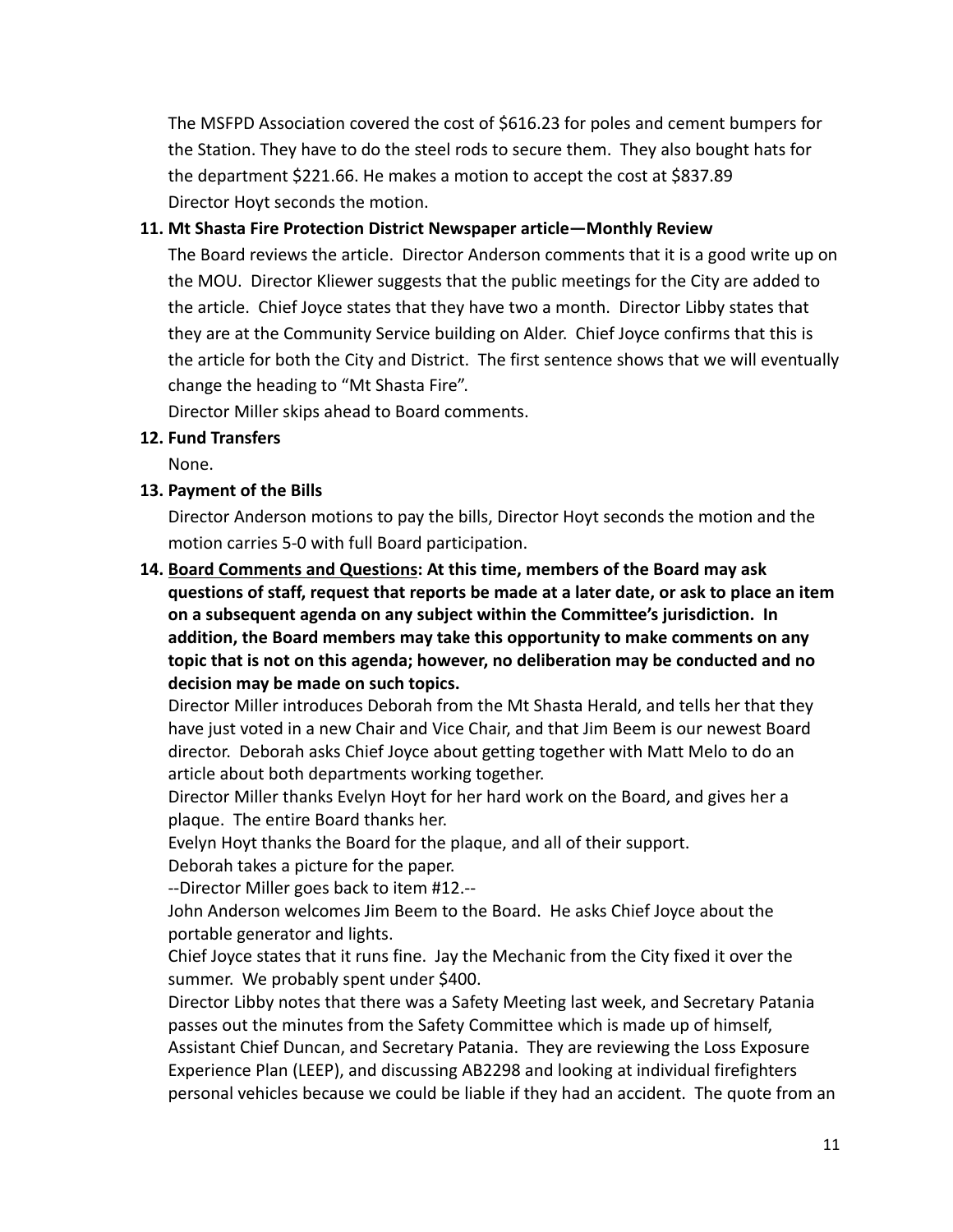The MSFPD Association covered the cost of $616.23 for poles and cement bumpers for the Station. They have to do the steel rods to secure them. They also bought hats for the department $221.66. He makes a motion to accept the cost at $837.89
Director Hoyt seconds the motion.

**11. Mt Shasta Fire Protection District Newspaper article—Monthly Review**

The Board reviews the article. Director Anderson comments that it is a good write up on the MOU. Director Kliewer suggests that the public meetings for the City are added to the article. Chief Joyce states that they have two a month. Director Libby states that they are at the Community Service building on Alder. Chief Joyce confirms that this is the article for both the City and District. The first sentence shows that we will eventually change the heading to "Mt Shasta Fire".

Director Miller skips ahead to Board comments.

**12. Fund Transfers**

None.

**13. Payment of the Bills**

Director Anderson motions to pay the bills, Director Hoyt seconds the motion and the motion carries 5-0 with full Board participation.

**14. <u>Board Comments and Questions</u>: At this time, members of the Board may ask questions of staff, request that reports be made at a later date, or ask to place an item on a subsequent agenda on any subject within the Committee's jurisdiction. In addition, the Board members may take this opportunity to make comments on any topic that is not on this agenda; however, no deliberation may be conducted and no decision may be made on such topics.**

Director Miller introduces Deborah from the Mt Shasta Herald, and tells her that they have just voted in a new Chair and Vice Chair, and that Jim Beem is our newest Board director. Deborah asks Chief Joyce about getting together with Matt Melo to do an article about both departments working together.

Director Miller thanks Evelyn Hoyt for her hard work on the Board, and gives her a plaque. The entire Board thanks her.

Evelyn Hoyt thanks the Board for the plaque, and all of their support.

Deborah takes a picture for the paper.

--Director Miller goes back to item #12.--

John Anderson welcomes Jim Beem to the Board. He asks Chief Joyce about the portable generator and lights.

Chief Joyce states that it runs fine. Jay the Mechanic from the City fixed it over the summer. We probably spent under $400.

Director Libby notes that there was a Safety Meeting last week, and Secretary Patania passes out the minutes from the Safety Committee which is made up of himself, Assistant Chief Duncan, and Secretary Patania. They are reviewing the Loss Exposure Experience Plan (LEEP), and discussing AB2298 and looking at individual firefighters personal vehicles because we could be liable if they had an accident. The quote from an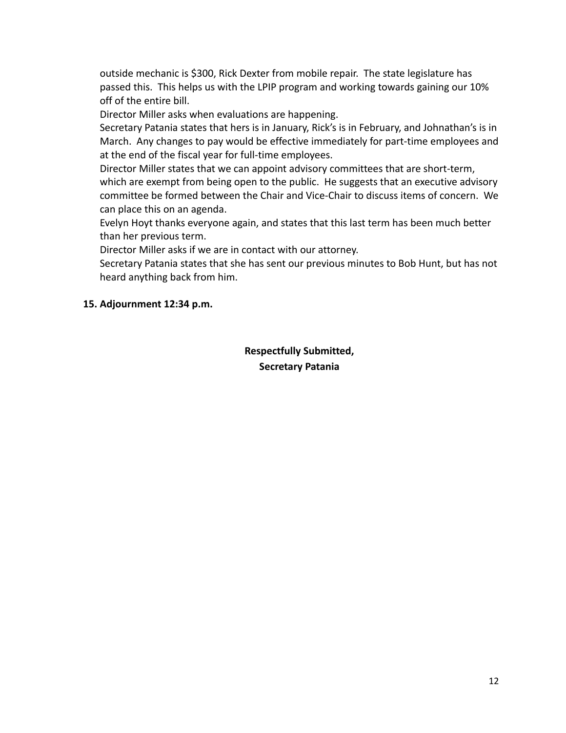outside mechanic is $300, Rick Dexter from mobile repair.  The state legislature has passed this.  This helps us with the LPIP program and working towards gaining our 10% off of the entire bill.

Director Miller asks when evaluations are happening.

Secretary Patania states that hers is in January, Rick's is in February, and Johnathan's is in March.  Any changes to pay would be effective immediately for part-time employees and at the end of the fiscal year for full-time employees.

Director Miller states that we can appoint advisory committees that are short-term, which are exempt from being open to the public.  He suggests that an executive advisory committee be formed between the Chair and Vice-Chair to discuss items of concern.  We can place this on an agenda.

Evelyn Hoyt thanks everyone again, and states that this last term has been much better than her previous term.

Director Miller asks if we are in contact with our attorney.

Secretary Patania states that she has sent our previous minutes to Bob Hunt, but has not heard anything back from him.

**15. Adjournment 12:34 p.m.**

**Respectfully Submitted,**
**Secretary Patania**